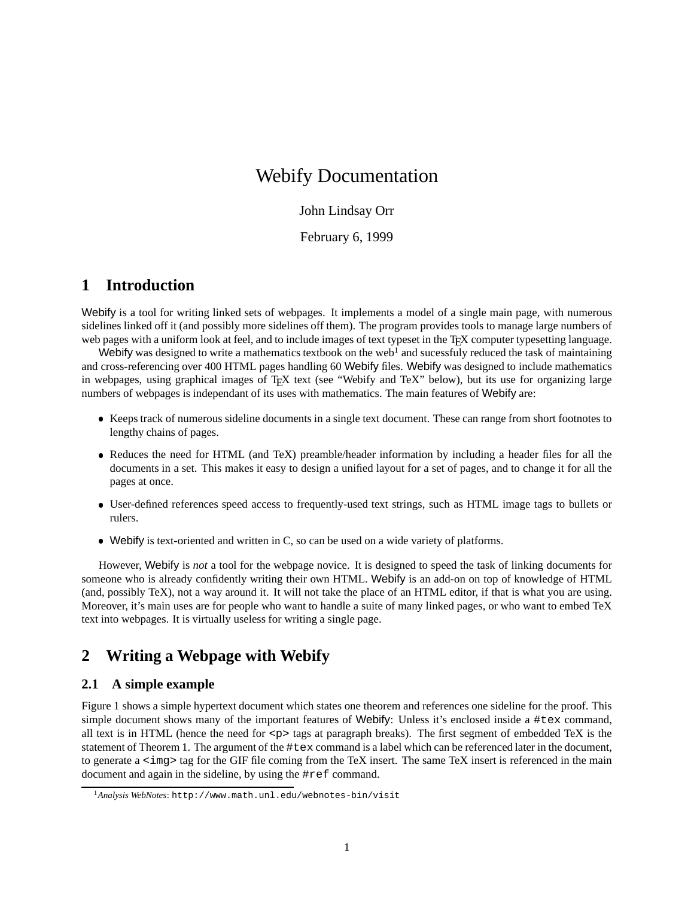# Webify Documentation

John Lindsay Orr

February 6, 1999

## 1 Introduction

Webify is a tool for writing linked sets of webpages. It implements a model of a single main page, with numerous sidelines linked off it (and possibly more sidelines off them). The program provides tools to manage large numbers of web pages with a uniform look at feel, and to include images of text typeset in the TEX computer typesetting language.

Webify was designed to write a mathematics textbook on the web[1] and sucessfuly reduced the task of maintaining and cross-referencing over 400 HTML pages handling 60 Webify files. Webify was designed to include mathematics in webpages, using graphical images of TEX text (see "Webify and TeX" below), but its use for organizing large numbers of webpages is independant of its uses with mathematics. The main features of Webify are:

- Keeps track of numerous sideline documents in a single text document. These can range from short footnotes to lengthy chains of pages.
- Reduces the need for HTML (and TeX) preamble/header information by including a header files for all the documents in a set. This makes it easy to design a unified layout for a set of pages, and to change it for all the pages at once.
- User-defined references speed access to frequently-used text strings, such as HTML image tags to bullets or rulers.
- Webify is text-oriented and written in C, so can be used on a wide variety of platforms.

However, Webify is *not* a tool for the webpage novice. It is designed to speed the task of linking documents for someone who is already confidently writing their own HTML. Webify is an add-on on top of knowledge of HTML (and, possibly TeX), not a way around it. It will not take the place of an HTML editor, if that is what you are using. Moreover, it's main uses are for people who want to handle a suite of many linked pages, or who want to embed TeX text into webpages. It is virtually useless for writing a single page.

## 2 Writing a Webpage with Webify

### 2.1 A simple example

Figure 1 shows a simple hypertext document which states one theorem and references one sideline for the proof. This simple document shows many of the important features of Webify: Unless it's enclosed inside a `#tex` command, all text is in HTML (hence the need for `<p>` tags at paragraph breaks). The first segment of embedded TeX is the statement of Theorem 1. The argument of the `#tex` command is a label which can be referenced later in the document, to generate a `<img>` tag for the GIF file coming from the TeX insert. The same TeX insert is referenced in the main document and again in the sideline, by using the `#ref` command.

[1] *Analysis WebNotes*: `http://www.math.unl.edu/webnotes-bin/visit`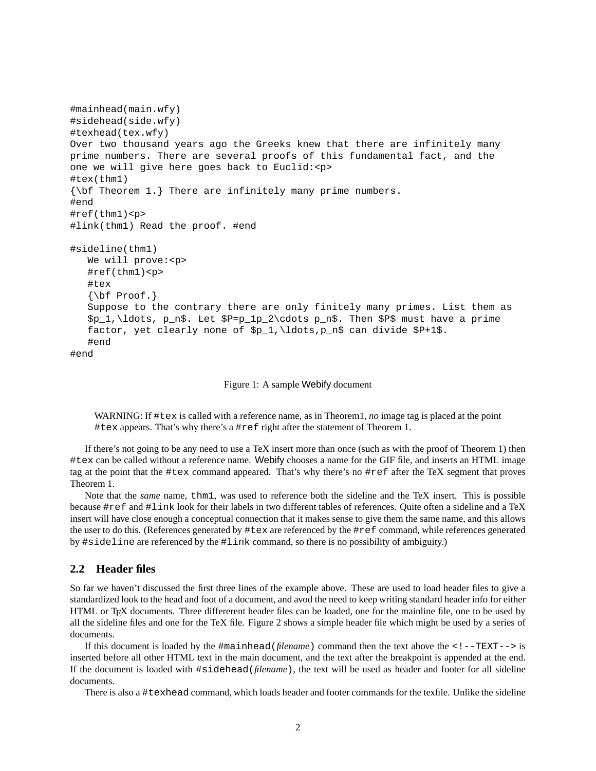```
#mainhead(main.wfy)
#sidehead(side.wfy)
#texhead(tex.wfy)
Over two thousand years ago the Greeks knew that there are infinitely many
prime numbers. There are several proofs of this fundamental fact, and the
one we will give here goes back to Euclid:<p>
#tex(thm1)
{\bf Theorem 1.} There are infinitely many prime numbers.
#end
#ref(thm1)<p>
#link(thm1) Read the proof. #end

#sideline(thm1)
   We will prove:<p>
   #ref(thm1)<p>
   #tex
   {\bf Proof.}
   Suppose to the contrary there are only finitely many primes. List them as
   $p_1,\ldots, p_n$. Let $P=p_1p_2\cdots p_n$. Then $P$ must have a prime
   factor, yet clearly none of $p_1,\ldots,p_n$ can divide $P+1$.
   #end
#end
```

Figure 1: A sample Webify document

> WARNING: If `#tex` is called with a reference name, as in Theorem1, *no* image tag is placed at the point `#tex` appears. That's why there's a `#ref` right after the statement of Theorem 1.

If there's not going to be any need to use a TeX insert more than once (such as with the proof of Theorem 1) then `#tex` can be called without a reference name. Webify chooses a name for the GIF file, and inserts an HTML image tag at the point that the `#tex` command appeared. That's why there's no `#ref` after the TeX segment that proves Theorem 1.

Note that the *same* name, `thm1`, was used to reference both the sideline and the TeX insert. This is possible because `#ref` and `#link` look for their labels in two different tables of references. Quite often a sideline and a TeX insert will have close enough a conceptual connection that it makes sense to give them the same name, and this allows the user to do this. (References generated by `#tex` are referenced by the `#ref` command, while references generated by `#sideline` are referenced by the `#link` command, so there is no possibility of ambiguity.)

## 2.2 Header files

So far we haven't discussed the first three lines of the example above. These are used to load header files to give a standardized look to the head and foot of a document, and avod the need to keep writing standard header info for either HTML or TEX documents. Three differerent header files can be loaded, one for the mainline file, one to be used by all the sideline files and one for the TeX file. Figure 2 shows a simple header file which might be used by a series of documents.

If this document is loaded by the `#mainhead(`*filename*`)` command then the text above the `<!--TEXT-->` is inserted before all other HTML text in the main document, and the text after the breakpoint is appended at the end. If the document is loaded with `#sidehead(`*filename*`)`, the text will be used as header and footer for all sideline documents.

There is also a `#texhead` command, which loads header and footer commands for the texfile. Unlike the sideline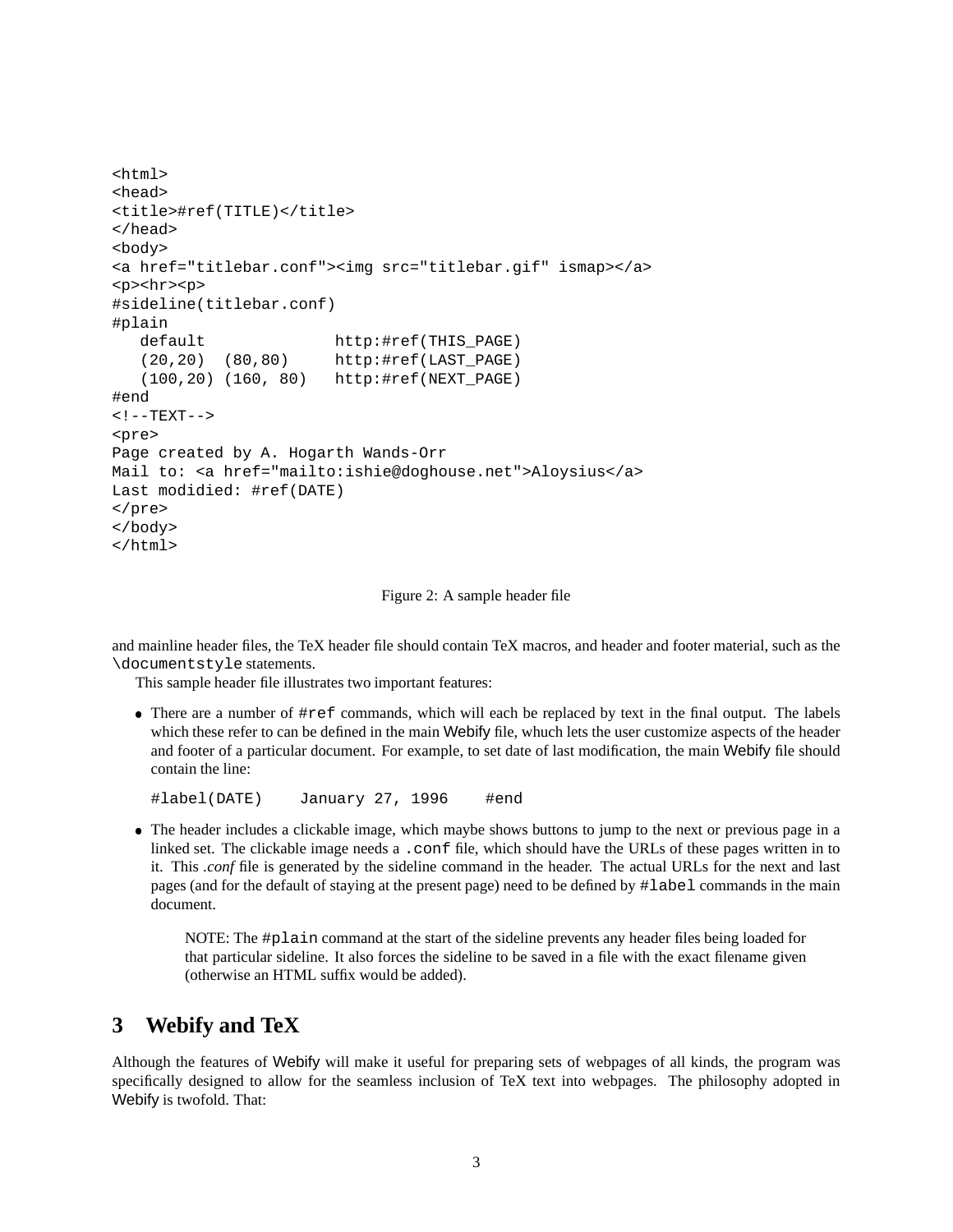```
<html>
<head>
<title>#ref(TITLE)</title>
</head>
<body>
<a href="titlebar.conf"><img src="titlebar.gif" ismap></a>
<p><hr><p>
#sideline(titlebar.conf)
#plain
   default              http:#ref(THIS_PAGE)
   (20,20)  (80,80)     http:#ref(LAST_PAGE)
   (100,20) (160, 80)   http:#ref(NEXT_PAGE)
#end
<!--TEXT-->
<pre>
Page created by A. Hogarth Wands-Orr
Mail to: <a href="mailto:ishie@doghouse.net">Aloysius</a>
Last modidied: #ref(DATE)
</pre>
</body>
</html>
```

Figure 2: A sample header file

and mainline header files, the TeX header file should contain TeX macros, and header and footer material, such as the `\documentstyle` statements.

This sample header file illustrates two important features:

- There are a number of `#ref` commands, which will each be replaced by text in the final output. The labels which these refer to can be defined in the main Webify file, whuch lets the user customize aspects of the header and footer of a particular document. For example, to set date of last modification, the main Webify file should contain the line:

  ```
  #label(DATE)    January 27, 1996    #end
  ```

- The header includes a clickable image, which maybe shows buttons to jump to the next or previous page in a linked set. The clickable image needs a `.conf` file, which should have the URLs of these pages written in to it. This *.conf* file is generated by the sideline command in the header. The actual URLs for the next and last pages (and for the default of staying at the present page) need to be defined by `#label` commands in the main document.

> NOTE: The `#plain` command at the start of the sideline prevents any header files being loaded for that particular sideline. It also forces the sideline to be saved in a file with the exact filename given (otherwise an HTML suffix would be added).

## 3 Webify and TeX

Although the features of Webify will make it useful for preparing sets of webpages of all kinds, the program was specifically designed to allow for the seamless inclusion of TeX text into webpages. The philosophy adopted in Webify is twofold. That: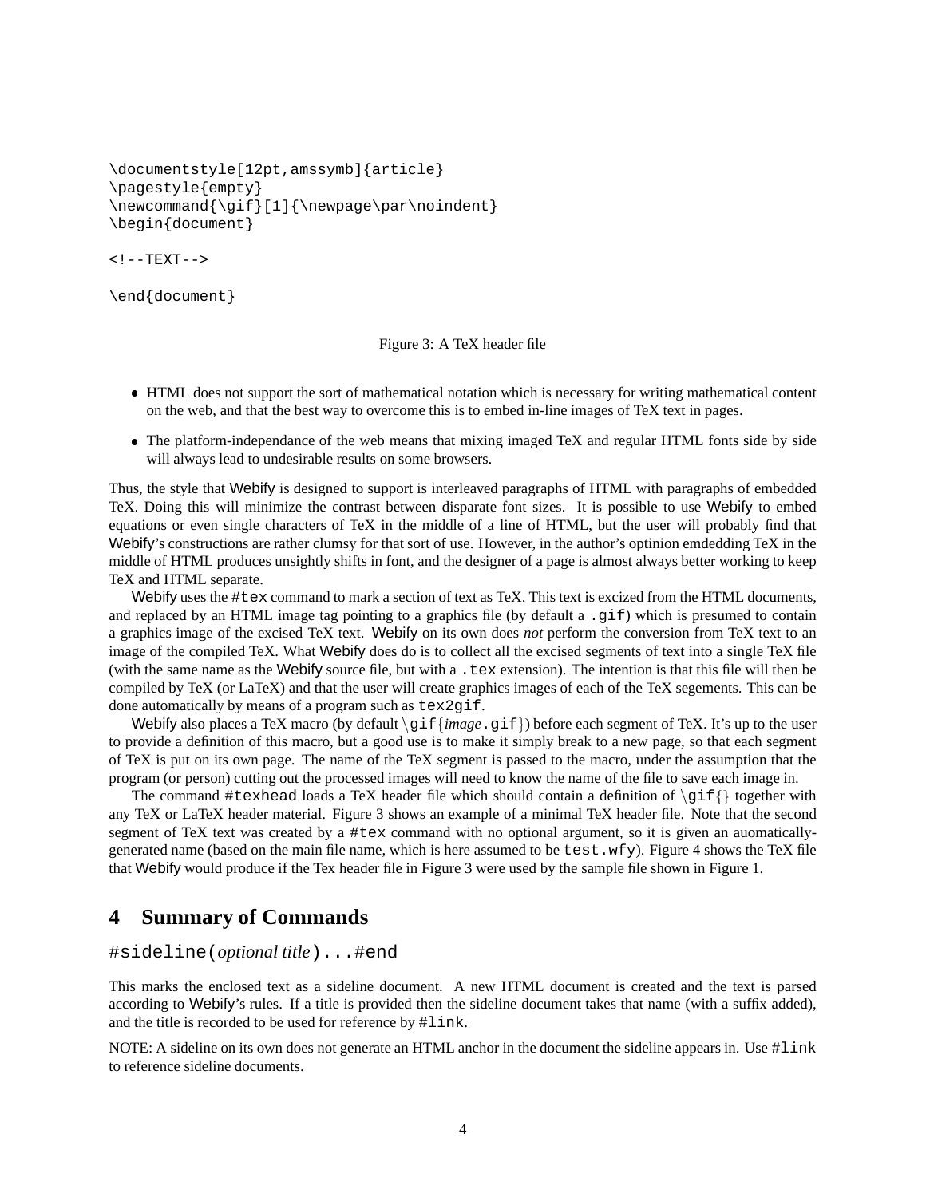```
\documentstyle[12pt,amssymb]{article}
\pagestyle{empty}
\newcommand{\gif}[1]{\newpage\par\noindent}
\begin{document}

<!--TEXT-->

\end{document}
```

Figure 3: A TeX header file

- HTML does not support the sort of mathematical notation which is necessary for writing mathematical content on the web, and that the best way to overcome this is to embed in-line images of TeX text in pages.
- The platform-independance of the web means that mixing imaged TeX and regular HTML fonts side by side will always lead to undesirable results on some browsers.

Thus, the style that Webify is designed to support is interleaved paragraphs of HTML with paragraphs of embedded TeX. Doing this will minimize the contrast between disparate font sizes. It is possible to use Webify to embed equations or even single characters of TeX in the middle of a line of HTML, but the user will probably find that Webify's constructions are rather clumsy for that sort of use. However, in the author's optinion emdedding TeX in the middle of HTML produces unsightly shifts in font, and the designer of a page is almost always better working to keep TeX and HTML separate.

Webify uses the `#tex` command to mark a section of text as TeX. This text is excized from the HTML documents, and replaced by an HTML image tag pointing to a graphics file (by default a `.gif`) which is presumed to contain a graphics image of the excised TeX text. Webify on its own does *not* perform the conversion from TeX text to an image of the compiled TeX. What Webify does do is to collect all the excised segments of text into a single TeX file (with the same name as the Webify source file, but with a `.tex` extension). The intention is that this file will then be compiled by TeX (or LaTeX) and that the user will create graphics images of each of the TeX segements. This can be done automatically by means of a program such as `tex2gif`.

Webify also places a TeX macro (by default `\gif{`*image*`.gif}`) before each segment of TeX. It's up to the user to provide a definition of this macro, but a good use is to make it simply break to a new page, so that each segment of TeX is put on its own page. The name of the TeX segment is passed to the macro, under the assumption that the program (or person) cutting out the processed images will need to know the name of the file to save each image in.

The command `#texhead` loads a TeX header file which should contain a definition of `\gif{}` together with any TeX or LaTeX header material. Figure 3 shows an example of a minimal TeX header file. Note that the second segment of TeX text was created by a `#tex` command with no optional argument, so it is given an auomatically-generated name (based on the main file name, which is here assumed to be `test.wfy`). Figure 4 shows the TeX file that Webify would produce if the Tex header file in Figure 3 were used by the sample file shown in Figure 1.

## 4 Summary of Commands

### `#sideline(`*optional title*`)...#end`

This marks the enclosed text as a sideline document. A new HTML document is created and the text is parsed according to Webify's rules. If a title is provided then the sideline document takes that name (with a suffix added), and the title is recorded to be used for reference by `#link`.

NOTE: A sideline on its own does not generate an HTML anchor in the document the sideline appears in. Use `#link` to reference sideline documents.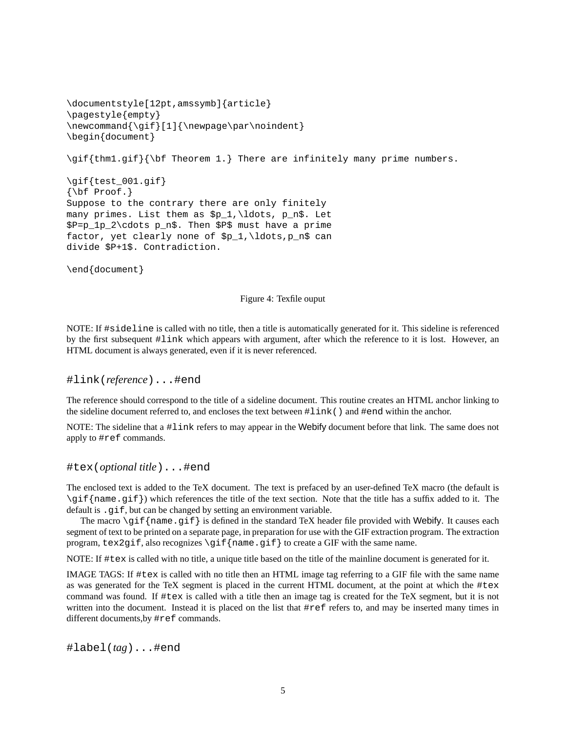```
\documentstyle[12pt,amssymb]{article}
\pagestyle{empty}
\newcommand{\gif}[1]{\newpage\par\noindent}
\begin{document}

\gif{thm1.gif}{\bf Theorem 1.} There are infinitely many prime numbers.

\gif{test_001.gif}
{\bf Proof.}
Suppose to the contrary there are only finitely
many primes. List them as $p_1,\ldots, p_n$. Let
$P=p_1p_2\cdots p_n$. Then $P$ must have a prime
factor, yet clearly none of $p_1,\ldots,p_n$ can
divide $P+1$. Contradiction.

\end{document}
```

Figure 4: Texfile ouput

NOTE: If `#sideline` is called with no title, then a title is automatically generated for it. This sideline is referenced by the first subsequent `#link` which appears with argument, after which the reference to it is lost. However, an HTML document is always generated, even if it is never referenced.

### `#link(`*reference*`)...#end`

The reference should correspond to the title of a sideline document. This routine creates an HTML anchor linking to the sideline document referred to, and encloses the text between `#link()` and `#end` within the anchor.

NOTE: The sideline that a `#link` refers to may appear in the Webify document before that link. The same does not apply to `#ref` commands.

### `#tex(`*optional title*`)...#end`

The enclosed text is added to the TeX document. The text is prefaced by an user-defined TeX macro (the default is `\gif{name.gif}`) which references the title of the text section. Note that the title has a suffix added to it. The default is `.gif`, but can be changed by setting an environment variable.

The macro `\gif{name.gif}` is defined in the standard TeX header file provided with Webify. It causes each segment of text to be printed on a separate page, in preparation for use with the GIF extraction program. The extraction program, `tex2gif`, also recognizes `\gif{name.gif}` to create a GIF with the same name.

NOTE: If `#tex` is called with no title, a unique title based on the title of the mainline document is generated for it.

IMAGE TAGS: If `#tex` is called with no title then an HTML image tag referring to a GIF file with the same name as was generated for the TeX segment is placed in the current HTML document, at the point at which the `#tex` command was found. If `#tex` is called with a title then an image tag is created for the TeX segment, but it is not written into the document. Instead it is placed on the list that `#ref` refers to, and may be inserted many times in different documents,by `#ref` commands.

### `#label(`*tag*`)...#end`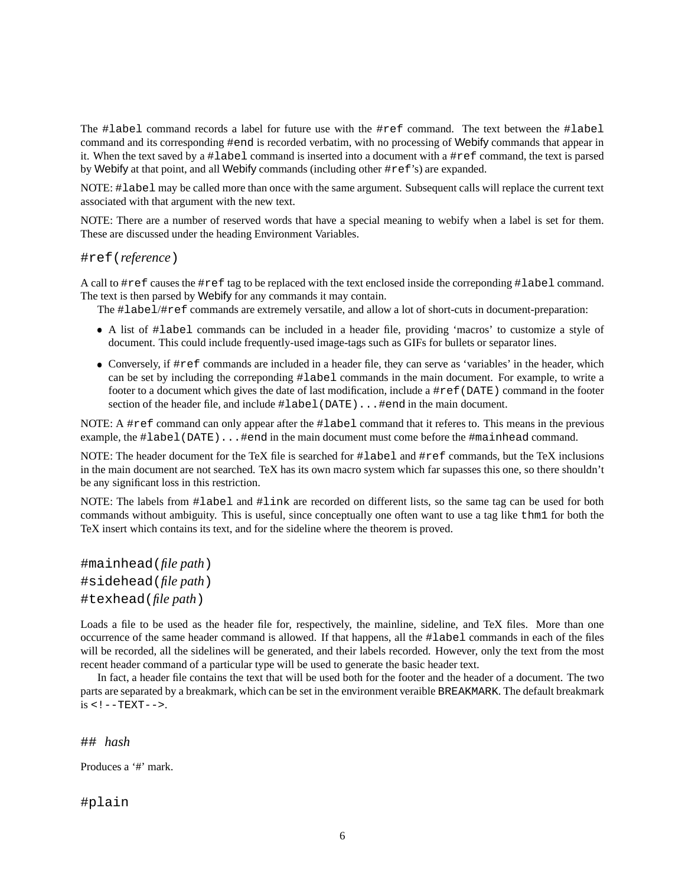The `#label` command records a label for future use with the `#ref` command. The text between the `#label` command and its corresponding `#end` is recorded verbatim, with no processing of Webify commands that appear in it. When the text saved by a `#label` command is inserted into a document with a `#ref` command, the text is parsed by Webify at that point, and all Webify commands (including other `#ref`'s) are expanded.

NOTE: `#label` may be called more than once with the same argument. Subsequent calls will replace the current text associated with that argument with the new text.

NOTE: There are a number of reserved words that have a special meaning to webify when a label is set for them. These are discussed under the heading Environment Variables.

### `#ref(`*reference*`)`

A call to `#ref` causes the `#ref` tag to be replaced with the text enclosed inside the correponding `#label` command. The text is then parsed by Webify for any commands it may contain.

The `#label`/`#ref` commands are extremely versatile, and allow a lot of short-cuts in document-preparation:

- A list of `#label` commands can be included in a header file, providing 'macros' to customize a style of document. This could include frequently-used image-tags such as GIFs for bullets or separator lines.
- Conversely, if `#ref` commands are included in a header file, they can serve as 'variables' in the header, which can be set by including the correponding `#label` commands in the main document. For example, to write a footer to a document which gives the date of last modification, include a `#ref(DATE)` command in the footer section of the header file, and include `#label(DATE)...#end` in the main document.

NOTE: A `#ref` command can only appear after the `#label` command that it referes to. This means in the previous example, the `#label(DATE)...#end` in the main document must come before the `#mainhead` command.

NOTE: The header document for the TeX file is searched for `#label` and `#ref` commands, but the TeX inclusions in the main document are not searched. TeX has its own macro system which far supasses this one, so there shouldn't be any significant loss in this restriction.

NOTE: The labels from `#label` and `#link` are recorded on different lists, so the same tag can be used for both commands without ambiguity. This is useful, since conceptually one often want to use a tag like `thm1` for both the TeX insert which contains its text, and for the sideline where the theorem is proved.

### `#mainhead(`*file path*`)`
### `#sidehead(`*file path*`)`
### `#texhead(`*file path*`)`

Loads a file to be used as the header file for, respectively, the mainline, sideline, and TeX files. More than one occurrence of the same header command is allowed. If that happens, all the `#label` commands in each of the files will be recorded, all the sidelines will be generated, and their labels recorded. However, only the text from the most recent header command of a particular type will be used to generate the basic header text.

In fact, a header file contains the text that will be used both for the footer and the header of a document. The two parts are separated by a breakmark, which can be set in the environment veraible BREAKMARK. The default breakmark is `<!--TEXT-->`.

### `##` *hash*

Produces a '#' mark.

### `#plain`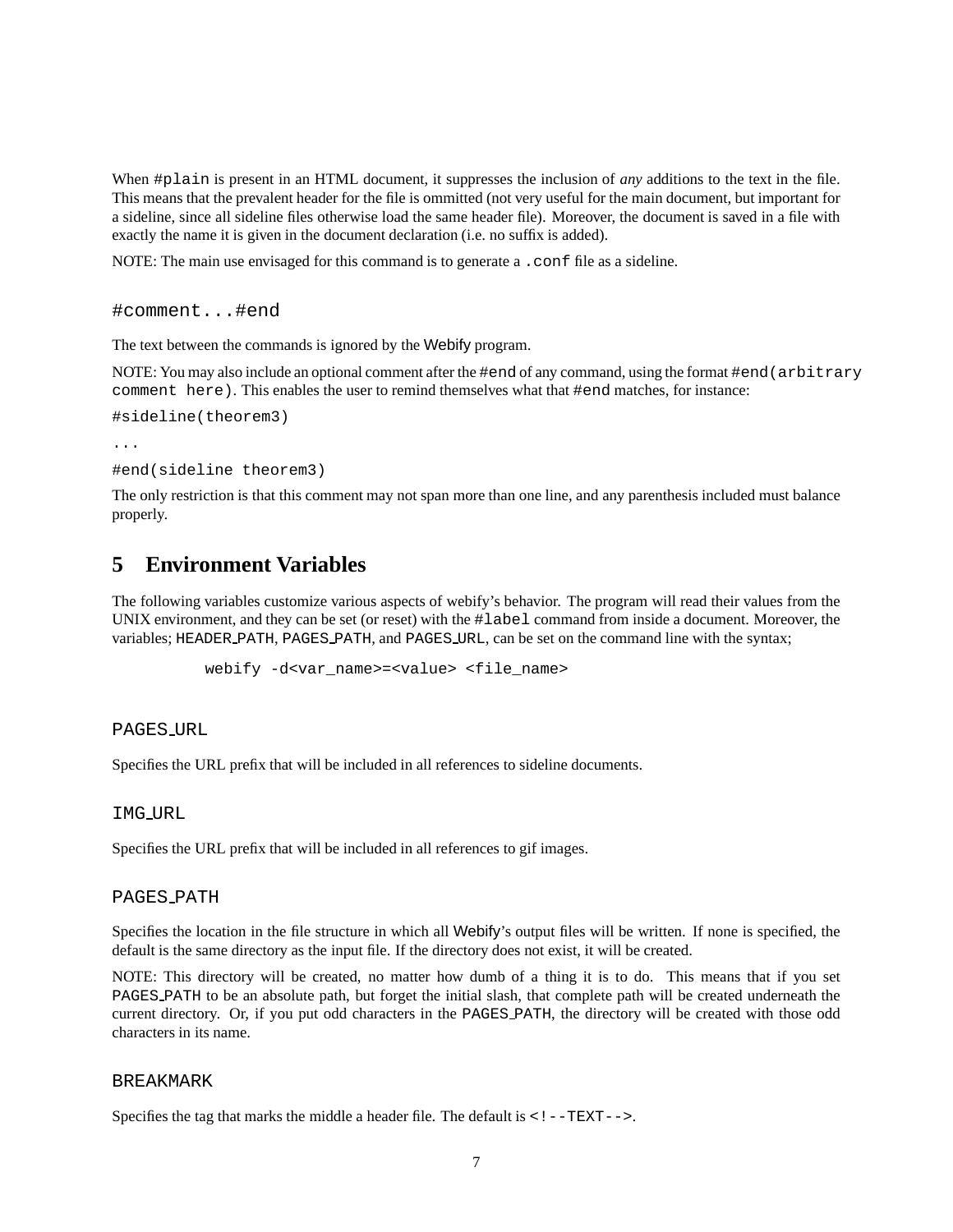When `#plain` is present in an HTML document, it suppresses the inclusion of *any* additions to the text in the file. This means that the prevalent header for the file is ommitted (not very useful for the main document, but important for a sideline, since all sideline files otherwise load the same header file). Moreover, the document is saved in a file with exactly the name it is given in the document declaration (i.e. no suffix is added).

NOTE: The main use envisaged for this command is to generate a `.conf` file as a sideline.

### `#comment...#end`

The text between the commands is ignored by the Webify program.

NOTE: You may also include an optional comment after the `#end` of any command, using the format `#end(arbitrary comment here)`. This enables the user to remind themselves what that `#end` matches, for instance:

```
#sideline(theorem3)
...
#end(sideline theorem3)
```

The only restriction is that this comment may not span more than one line, and any parenthesis included must balance properly.

## 5 Environment Variables

The following variables customize various aspects of webify's behavior. The program will read their values from the UNIX environment, and they can be set (or reset) with the `#label` command from inside a document. Moreover, the variables; `HEADER_PATH`, `PAGES_PATH`, and `PAGES_URL`, can be set on the command line with the syntax;

```
webify -d<var_name>=<value> <file_name>
```

### `PAGES_URL`

Specifies the URL prefix that will be included in all references to sideline documents.

### `IMG_URL`

Specifies the URL prefix that will be included in all references to gif images.

### `PAGES_PATH`

Specifies the location in the file structure in which all Webify's output files will be written. If none is specified, the default is the same directory as the input file. If the directory does not exist, it will be created.

NOTE: This directory will be created, no matter how dumb of a thing it is to do. This means that if you set `PAGES_PATH` to be an absolute path, but forget the initial slash, that complete path will be created underneath the current directory. Or, if you put odd characters in the `PAGES_PATH`, the directory will be created with those odd characters in its name.

### `BREAKMARK`

Specifies the tag that marks the middle a header file. The default is `<!--TEXT-->`.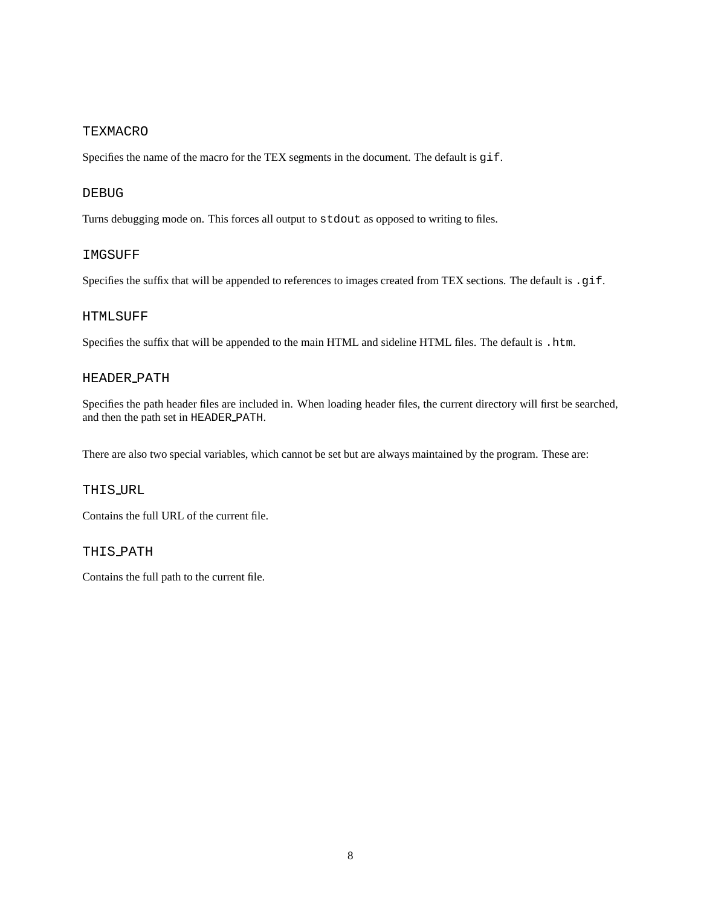### TEXMACRO

Specifies the name of the macro for the TEX segments in the document. The default is `gif`.

### DEBUG

Turns debugging mode on. This forces all output to `stdout` as opposed to writing to files.

### IMGSUFF

Specifies the suffix that will be appended to references to images created from TEX sections. The default is `.gif`.

### HTMLSUFF

Specifies the suffix that will be appended to the main HTML and sideline HTML files. The default is `.htm`.

### HEADER_PATH

Specifies the path header files are included in. When loading header files, the current directory will first be searched, and then the path set in `HEADER_PATH`.

There are also two special variables, which cannot be set but are always maintained by the program. These are:

### THIS_URL

Contains the full URL of the current file.

### THIS_PATH

Contains the full path to the current file.